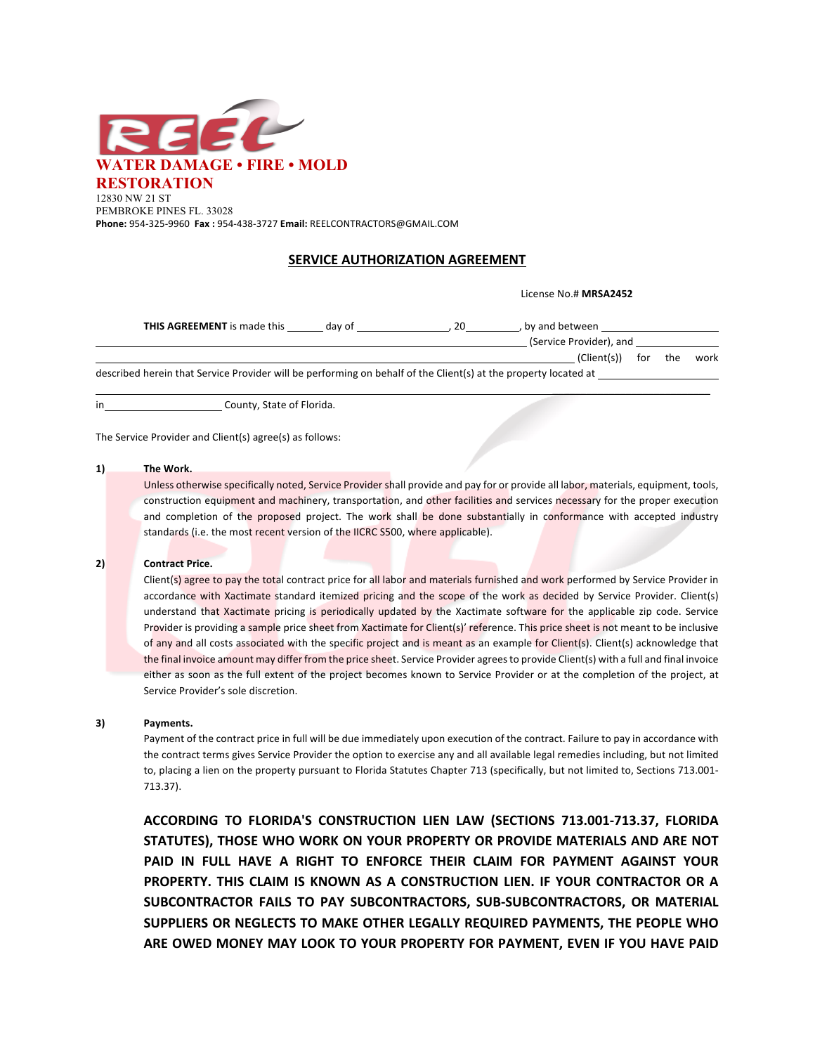**WATER DAMAGE • FIRE • MOLD RESTORATION**

12830 NW 21 ST
PEMBROKE PINES FL. 33028
**Phone:** 954-325-9960 **Fax :** 954-438-3727 **Email:** REELCONTRACTORS@GMAIL.COM

## SERVICE AUTHORIZATION AGREEMENT

License No.# **MRSA2452**

**THIS AGREEMENT** is made this ______ day of _______________, 20_________, by and between ____________________ _______________________________________________________________ (Service Provider), and _______________ _______________________________________________________________ (Client(s)) for the work described herein that Service Provider will be performing on behalf of the Client(s) at the property located at _______________ _______________________________________________________________

in ____________________ County, State of Florida.

The Service Provider and Client(s) agree(s) as follows:

**1) The Work.**

Unless otherwise specifically noted, Service Provider shall provide and pay for or provide all labor, materials, equipment, tools, construction equipment and machinery, transportation, and other facilities and services necessary for the proper execution and completion of the proposed project. The work shall be done substantially in conformance with accepted industry standards (i.e. the most recent version of the IICRC S500, where applicable).

**2) Contract Price.**

Client(s) agree to pay the total contract price for all labor and materials furnished and work performed by Service Provider in accordance with Xactimate standard itemized pricing and the scope of the work as decided by Service Provider. Client(s) understand that Xactimate pricing is periodically updated by the Xactimate software for the applicable zip code. Service Provider is providing a sample price sheet from Xactimate for Client(s)' reference. This price sheet is not meant to be inclusive of any and all costs associated with the specific project and is meant as an example for Client(s). Client(s) acknowledge that the final invoice amount may differ from the price sheet. Service Provider agrees to provide Client(s) with a full and final invoice either as soon as the full extent of the project becomes known to Service Provider or at the completion of the project, at Service Provider's sole discretion.

**3) Payments.**

Payment of the contract price in full will be due immediately upon execution of the contract. Failure to pay in accordance with the contract terms gives Service Provider the option to exercise any and all available legal remedies including, but not limited to, placing a lien on the property pursuant to Florida Statutes Chapter 713 (specifically, but not limited to, Sections 713.001-713.37).

**ACCORDING TO FLORIDA'S CONSTRUCTION LIEN LAW (SECTIONS 713.001-713.37, FLORIDA STATUTES), THOSE WHO WORK ON YOUR PROPERTY OR PROVIDE MATERIALS AND ARE NOT PAID IN FULL HAVE A RIGHT TO ENFORCE THEIR CLAIM FOR PAYMENT AGAINST YOUR PROPERTY. THIS CLAIM IS KNOWN AS A CONSTRUCTION LIEN. IF YOUR CONTRACTOR OR A SUBCONTRACTOR FAILS TO PAY SUBCONTRACTORS, SUB-SUBCONTRACTORS, OR MATERIAL SUPPLIERS OR NEGLECTS TO MAKE OTHER LEGALLY REQUIRED PAYMENTS, THE PEOPLE WHO ARE OWED MONEY MAY LOOK TO YOUR PROPERTY FOR PAYMENT, EVEN IF YOU HAVE PAID**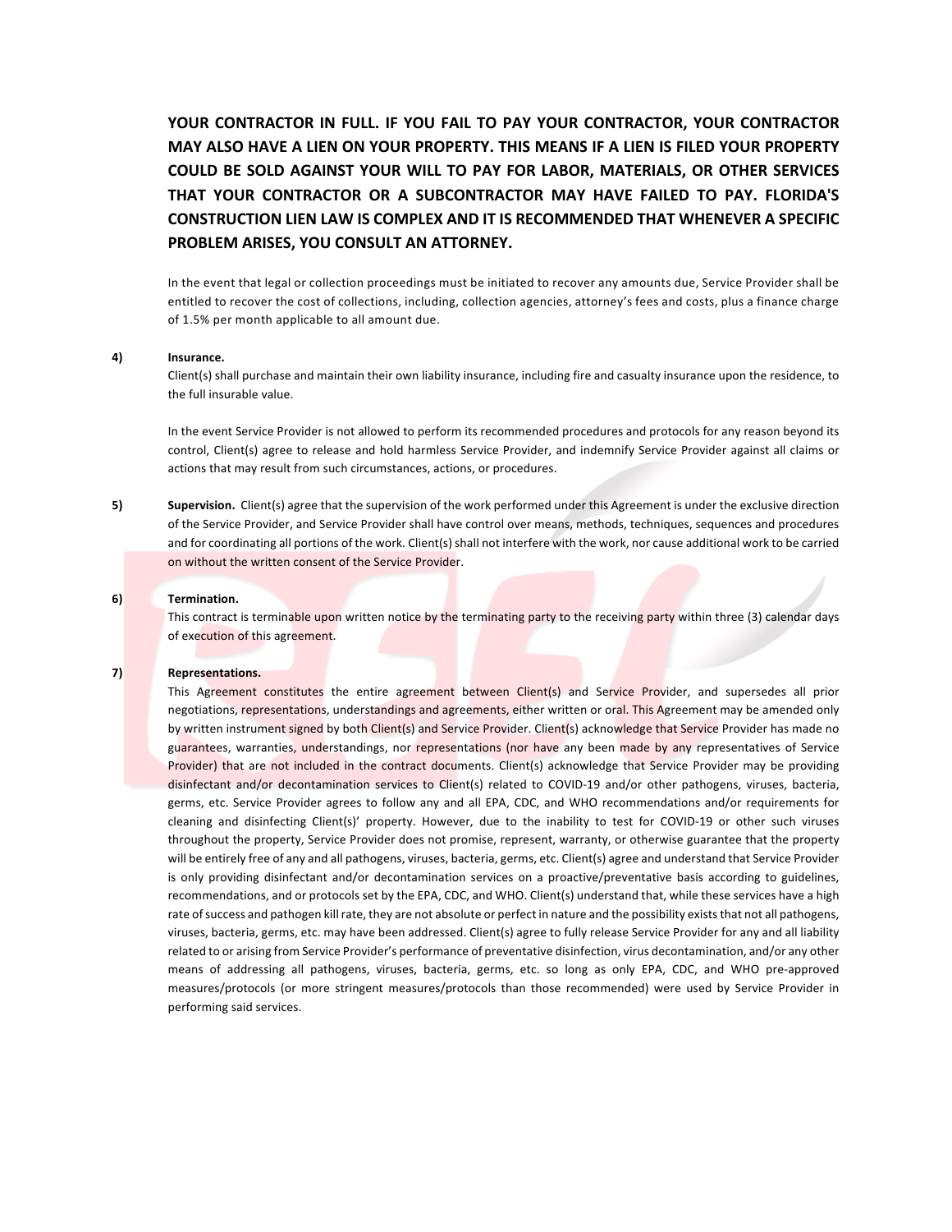**YOUR CONTRACTOR IN FULL. IF YOU FAIL TO PAY YOUR CONTRACTOR, YOUR CONTRACTOR MAY ALSO HAVE A LIEN ON YOUR PROPERTY. THIS MEANS IF A LIEN IS FILED YOUR PROPERTY COULD BE SOLD AGAINST YOUR WILL TO PAY FOR LABOR, MATERIALS, OR OTHER SERVICES THAT YOUR CONTRACTOR OR A SUBCONTRACTOR MAY HAVE FAILED TO PAY. FLORIDA'S CONSTRUCTION LIEN LAW IS COMPLEX AND IT IS RECOMMENDED THAT WHENEVER A SPECIFIC PROBLEM ARISES, YOU CONSULT AN ATTORNEY.**

In the event that legal or collection proceedings must be initiated to recover any amounts due, Service Provider shall be entitled to recover the cost of collections, including, collection agencies, attorney's fees and costs, plus a finance charge of 1.5% per month applicable to all amount due.

4) **Insurance.**
Client(s) shall purchase and maintain their own liability insurance, including fire and casualty insurance upon the residence, to the full insurable value.

In the event Service Provider is not allowed to perform its recommended procedures and protocols for any reason beyond its control, Client(s) agree to release and hold harmless Service Provider, and indemnify Service Provider against all claims or actions that may result from such circumstances, actions, or procedures.

5) **Supervision.** Client(s) agree that the supervision of the work performed under this Agreement is under the exclusive direction of the Service Provider, and Service Provider shall have control over means, methods, techniques, sequences and procedures and for coordinating all portions of the work. Client(s) shall not interfere with the work, nor cause additional work to be carried on without the written consent of the Service Provider.

6) **Termination.**
This contract is terminable upon written notice by the terminating party to the receiving party within three (3) calendar days of execution of this agreement.

7) **Representations.**
This Agreement constitutes the entire agreement between Client(s) and Service Provider, and supersedes all prior negotiations, representations, understandings and agreements, either written or oral. This Agreement may be amended only by written instrument signed by both Client(s) and Service Provider. Client(s) acknowledge that Service Provider has made no guarantees, warranties, understandings, nor representations (nor have any been made by any representatives of Service Provider) that are not included in the contract documents. Client(s) acknowledge that Service Provider may be providing disinfectant and/or decontamination services to Client(s) related to COVID-19 and/or other pathogens, viruses, bacteria, germs, etc. Service Provider agrees to follow any and all EPA, CDC, and WHO recommendations and/or requirements for cleaning and disinfecting Client(s)' property. However, due to the inability to test for COVID-19 or other such viruses throughout the property, Service Provider does not promise, represent, warranty, or otherwise guarantee that the property will be entirely free of any and all pathogens, viruses, bacteria, germs, etc. Client(s) agree and understand that Service Provider is only providing disinfectant and/or decontamination services on a proactive/preventative basis according to guidelines, recommendations, and or protocols set by the EPA, CDC, and WHO. Client(s) understand that, while these services have a high rate of success and pathogen kill rate, they are not absolute or perfect in nature and the possibility exists that not all pathogens, viruses, bacteria, germs, etc. may have been addressed. Client(s) agree to fully release Service Provider for any and all liability related to or arising from Service Provider's performance of preventative disinfection, virus decontamination, and/or any other means of addressing all pathogens, viruses, bacteria, germs, etc. so long as only EPA, CDC, and WHO pre-approved measures/protocols (or more stringent measures/protocols than those recommended) were used by Service Provider in performing said services.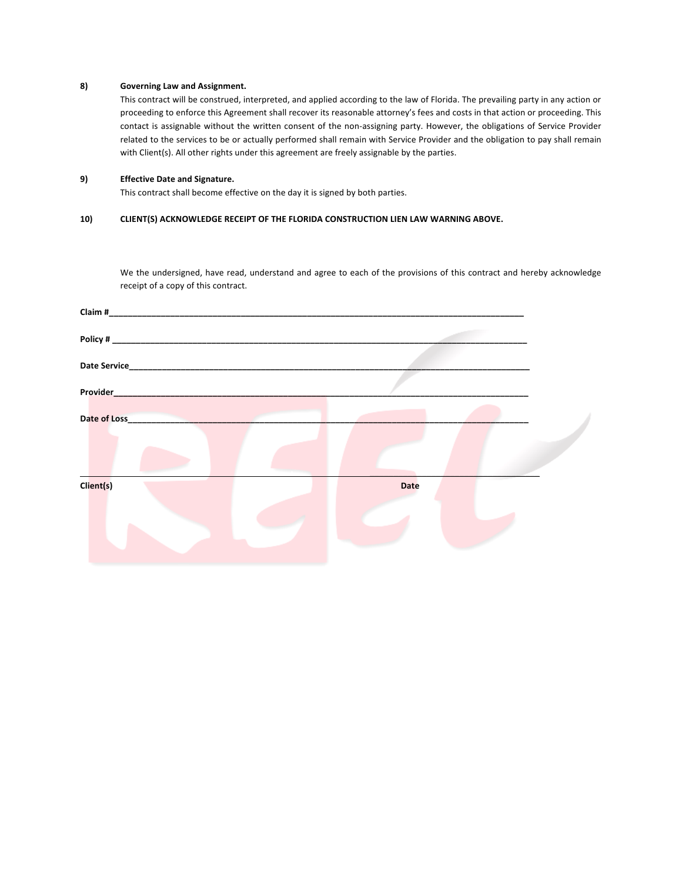**8) Governing Law and Assignment.**

This contract will be construed, interpreted, and applied according to the law of Florida. The prevailing party in any action or proceeding to enforce this Agreement shall recover its reasonable attorney's fees and costs in that action or proceeding. This contact is assignable without the written consent of the non-assigning party. However, the obligations of Service Provider related to the services to be or actually performed shall remain with Service Provider and the obligation to pay shall remain with Client(s). All other rights under this agreement are freely assignable by the parties.

**9) Effective Date and Signature.**

This contract shall become effective on the day it is signed by both parties.

**10) CLIENT(S) ACKNOWLEDGE RECEIPT OF THE FLORIDA CONSTRUCTION LIEN LAW WARNING ABOVE.**

We the undersigned, have read, understand and agree to each of the provisions of this contract and hereby acknowledge receipt of a copy of this contract.

**Claim #**______________________________________________________________________________

**Policy #** ______________________________________________________________________________

**Date Service**___________________________________________________________________________

**Provider**______________________________________________________________________________

**Date of Loss**___________________________________________________________________________

_____________________________________________________________________________________________

**Client(s)** **Date**